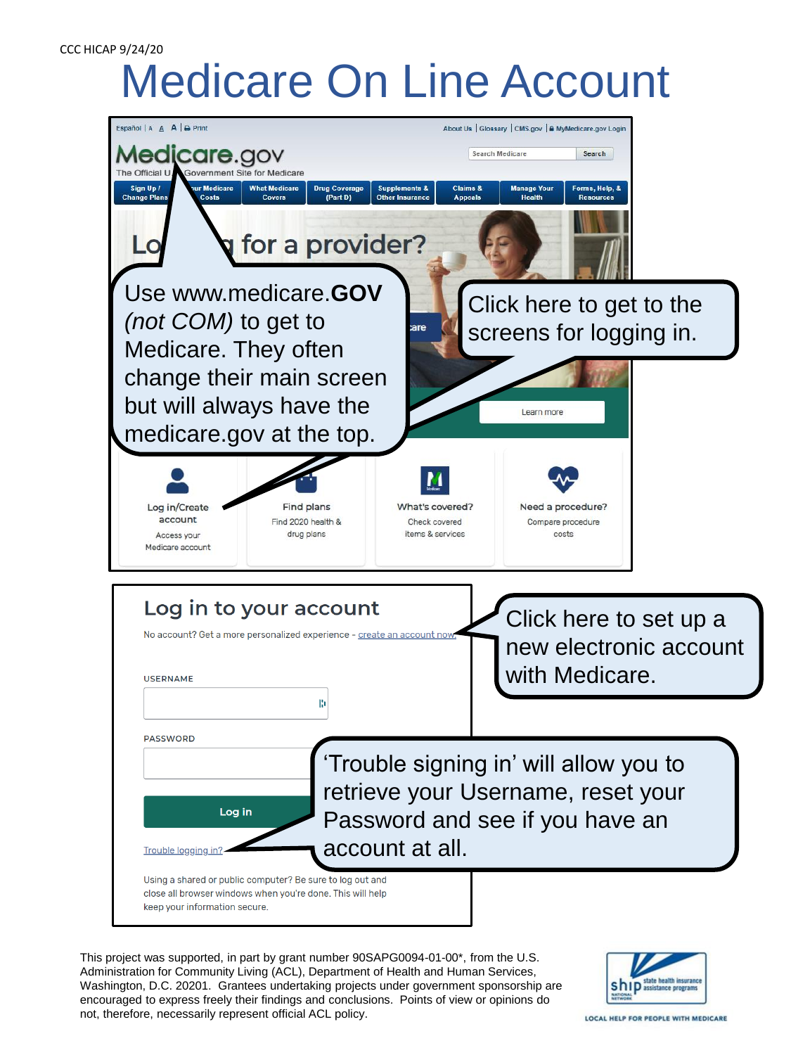CCC HICAP 9/24/20

# Medicare On Line Account

Use www.medicare.**GOV** *(not COM)* to get to Medicare. They often change their main screen but will always have the medicare.gov at the top.

Click here to get to the screens for logging in.

Click here to set up a new electronic account with Medicare.

'Trouble signing in' will allow you to retrieve your Username, reset your Password and see if you have an account at all.

This project was supported, in part by grant number 90SAPG0094-01-00*, from the U.S. Administration for Community Living (ACL), Department of Health and Human Services, Washington, D.C. 20201. Grantees undertaking projects under government sponsorship are encouraged to express freely their findings and conclusions. Points of view or opinions do not, therefore, necessarily represent official ACL policy.

LOCAL HELP FOR PEOPLE WITH MEDICARE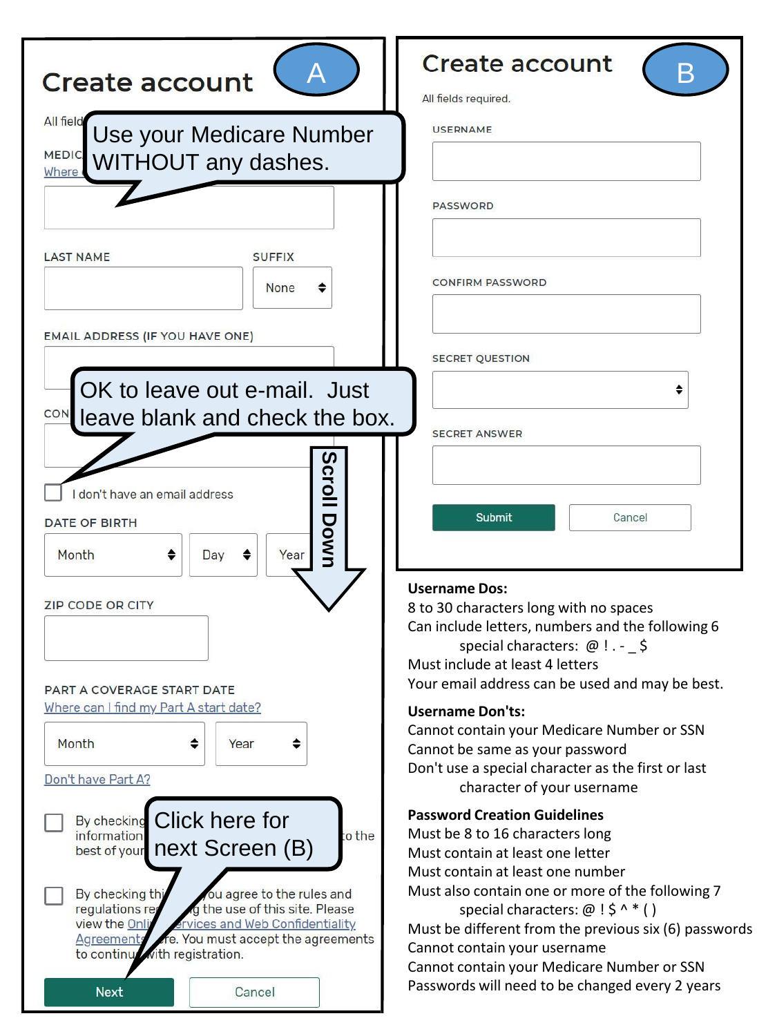## A — Create account

All fields required.

MEDICARE NUMBER
Where ...

> Use your Medicare Number WITHOUT any dashes.

LAST NAME | SUFFIX (None)

EMAIL ADDRESS (IF YOU HAVE ONE)

CONFIRM EMAIL ADDRESS

> OK to leave out e-mail. Just leave blank and check the box.

☐ I don't have an email address

DATE OF BIRTH: Month | Day | Year

ZIP CODE OR CITY

PART A COVERAGE START DATE
Where can I find my Part A start date?
Month | Year

Don't have Part A?

**Scroll Down**

☐ By checking ... information ... to the best of your ...

☐ By checking this box you agree to the rules and regulations regarding the use of this site. Please view the Online Services and Web Confidentiality Agreements here. You must accept the agreements to continue with registration.

> Click here for next Screen (B)

Next | Cancel

## B — Create account

All fields required.

USERNAME

PASSWORD

CONFIRM PASSWORD

SECRET QUESTION

SECRET ANSWER

Submit | Cancel

**Username Dos:**

8 to 30 characters long with no spaces
Can include letters, numbers and the following 6 special characters: @ ! . - _ $
Must include at least 4 letters
Your email address can be used and may be best.

**Username Don'ts:**

Cannot contain your Medicare Number or SSN
Cannot be same as your password
Don't use a special character as the first or last character of your username

**Password Creation Guidelines**

Must be 8 to 16 characters long
Must contain at least one letter
Must contain at least one number
Must also contain one or more of the following 7 special characters: @ ! $ ^ * ( )
Must be different from the previous six (6) passwords
Cannot contain your username
Cannot contain your Medicare Number or SSN
Passwords will need to be changed every 2 years